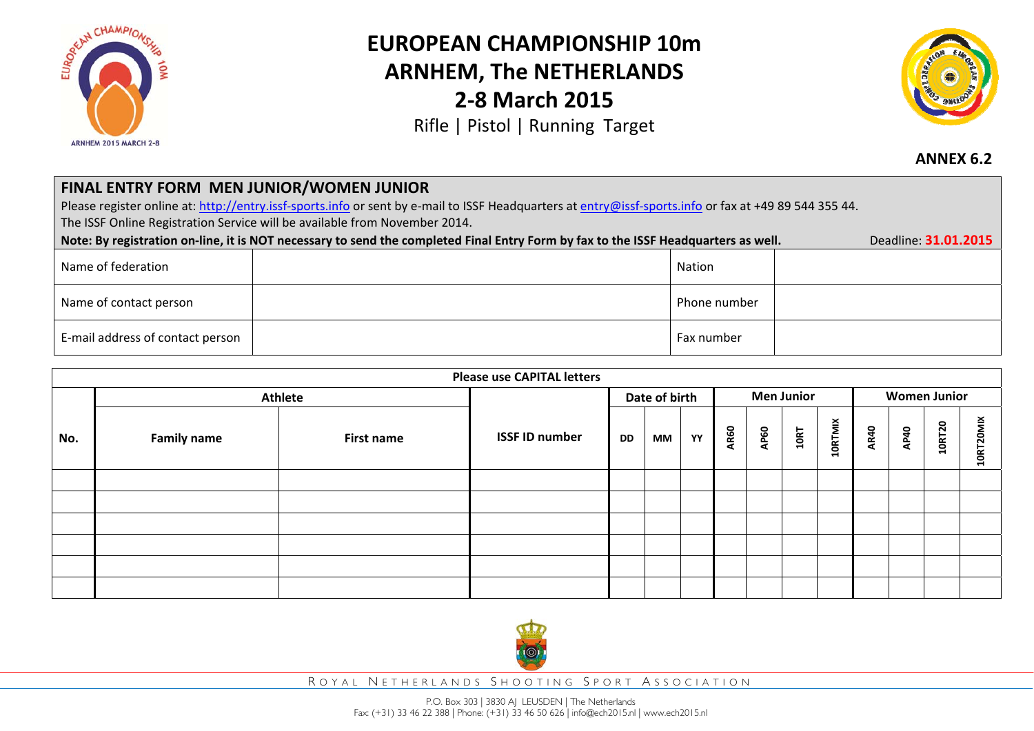# EUROPEAN CHAMPIONSHIP 10m
# ARNHEM, The NETHERLANDS
# 2-8 March 2015

Rifle | Pistol | Running Target

**ANNEX 6.2**

## FINAL ENTRY FORM MEN JUNIOR/WOMEN JUNIOR

Please register online at: http://entry.issf-sports.info or sent by e-mail to ISSF Headquarters at entry@issf-sports.info or fax at +49 89 544 355 44.
The ISSF Online Registration Service will be available from November 2014.

**Note: By registration on-line, it is NOT necessary to send the completed Final Entry Form by fax to the ISSF Headquarters as well.** Deadline: **31.01.2015**

| Name of federation | | Nation | |
|---|---|---|---|
| Name of contact person | | Phone number | |
| E-mail address of contact person | | Fax number | |

**Please use CAPITAL letters**

| No. | Athlete | | ISSF ID number | Date of birth | | | Men Junior | | | | Women Junior | | | |
|---|---|---|---|---|---|---|---|---|---|---|---|---|---|---|
| | **Family name** | **First name** | | **DD** | **MM** | **YY** | **AR60** | **AP60** | **10RT** | **10RTMIX** | **AR40** | **AP40** | **10RT20** | **10RT20MIX** |
| | | | | | | | | | | | | | | |
| | | | | | | | | | | | | | | |
| | | | | | | | | | | | | | | |
| | | | | | | | | | | | | | | |
| | | | | | | | | | | | | | | |
| | | | | | | | | | | | | | | |

ROYAL NETHERLANDS SHOOTING SPORT ASSOCIATION

P.O. Box 303 | 3830 AJ LEUSDEN | The Netherlands
Fax: (+31) 33 46 22 388 | Phone: (+31) 33 46 50 626 | info@ech2015.nl | www.ech2015.nl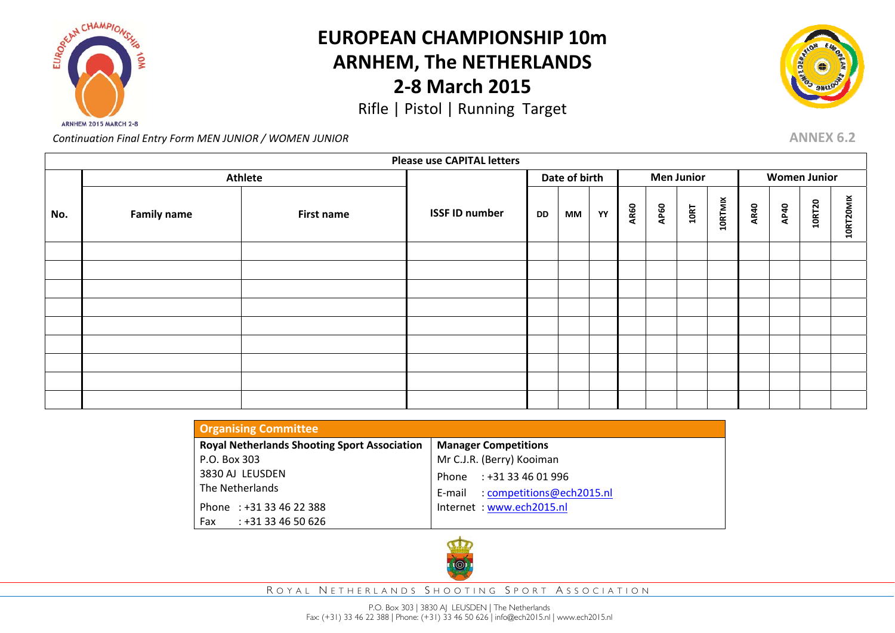# EUROPEAN CHAMPIONSHIP 10m
# ARNHEM, The NETHERLANDS
# 2-8 March 2015

Rifle | Pistol | Running Target

*Continuation Final Entry Form MEN JUNIOR / WOMEN JUNIOR*

**ANNEX 6.2**

**Please use CAPITAL letters**

| No. | Athlete | | ISSF ID number | Date of birth | | | Men Junior | | | | Women Junior | | | |
|---|---|---|---|---|---|---|---|---|---|---|---|---|---|---|
| | Family name | First name | | DD | MM | YY | AR60 | AP60 | 10RT | 10RTMIX | AR40 | AP40 | 10RT20 | 10RT20MIX |
| | | | | | | | | | | | | | | |
| | | | | | | | | | | | | | | |
| | | | | | | | | | | | | | | |
| | | | | | | | | | | | | | | |
| | | | | | | | | | | | | | | |
| | | | | | | | | | | | | | | |
| | | | | | | | | | | | | | | |
| | | | | | | | | | | | | | | |
| | | | | | | | | | | | | | | |

| Organising Committee | |
|---|---|
| **Royal Netherlands Shooting Sport Association** | **Manager Competitions** |
| P.O. Box 303 | Mr C.J.R. (Berry) Kooiman |
| 3830 AJ LEUSDEN | Phone : +31 33 46 01 996 |
| The Netherlands | E-mail : competitions@ech2015.nl |
| Phone : +31 33 46 22 388 | Internet : www.ech2015.nl |
| Fax : +31 33 46 50 626 | |

ROYAL NETHERLANDS SHOOTING SPORT ASSOCIATION

P.O. Box 303 | 3830 AJ LEUSDEN | The Netherlands
Fax: (+31) 33 46 22 388 | Phone: (+31) 33 46 50 626 | info@ech2015.nl | www.ech2015.nl